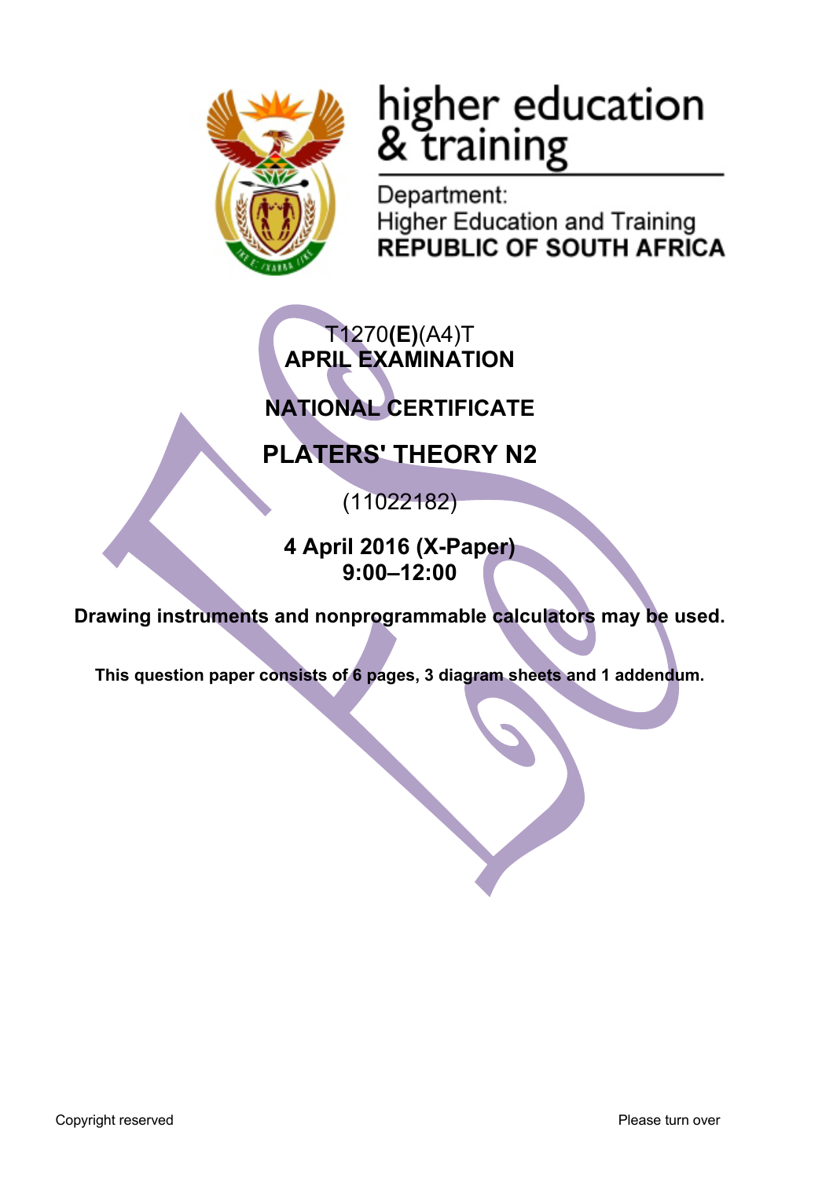higher education & training

Department:
Higher Education and Training
**REPUBLIC OF SOUTH AFRICA**

T1270**(E)**(A4)T
**APRIL EXAMINATION**

**NATIONAL CERTIFICATE**

# PLATERS' THEORY N2

(11022182)

**4 April 2016 (X-Paper)**
**9:00–12:00**

**Drawing instruments and nonprogrammable calculators may be used.**

**This question paper consists of 6 pages, 3 diagram sheets and 1 addendum.**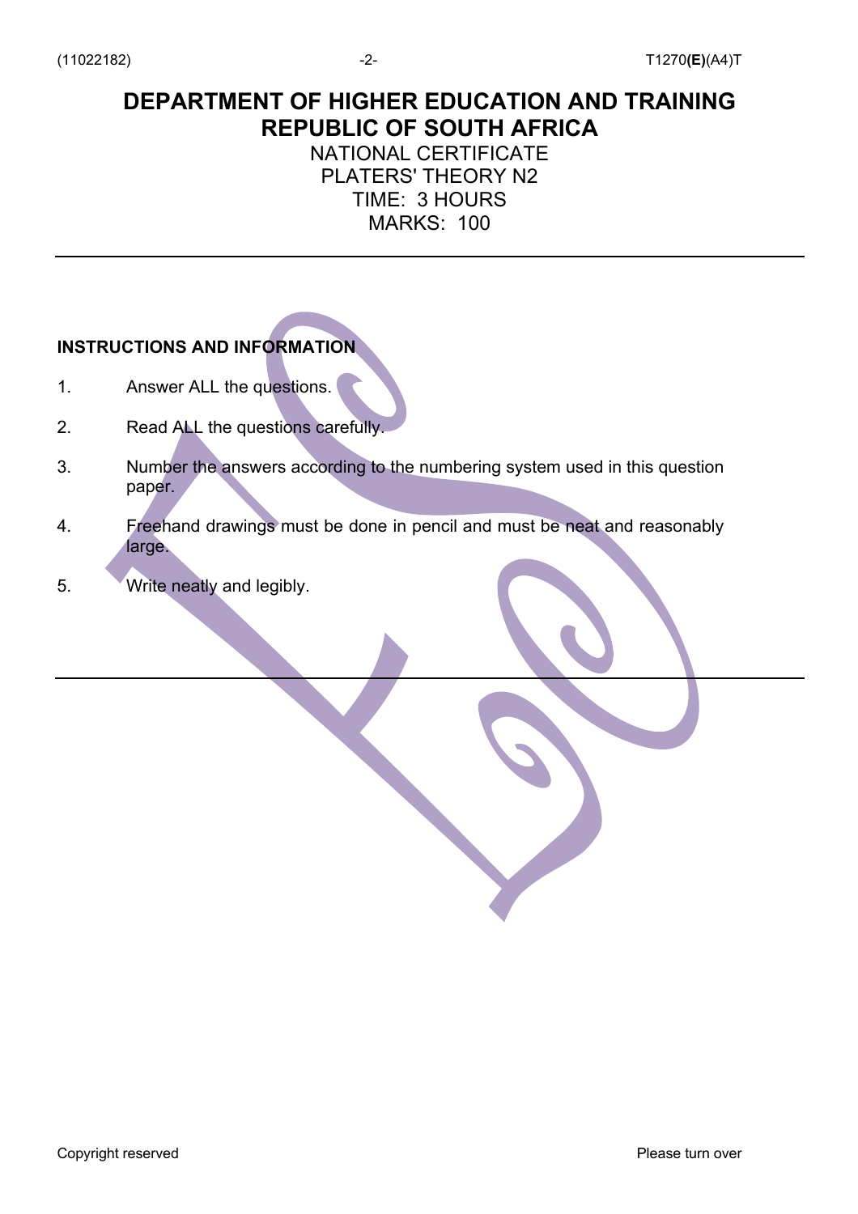# DEPARTMENT OF HIGHER EDUCATION AND TRAINING
# REPUBLIC OF SOUTH AFRICA

NATIONAL CERTIFICATE
PLATERS' THEORY N2
TIME: 3 HOURS
MARKS: 100

---

**INSTRUCTIONS AND INFORMATION**

1. Answer ALL the questions.
2. Read ALL the questions carefully.
3. Number the answers according to the numbering system used in this question paper.
4. Freehand drawings must be done in pencil and must be neat and reasonably large.
5. Write neatly and legibly.

---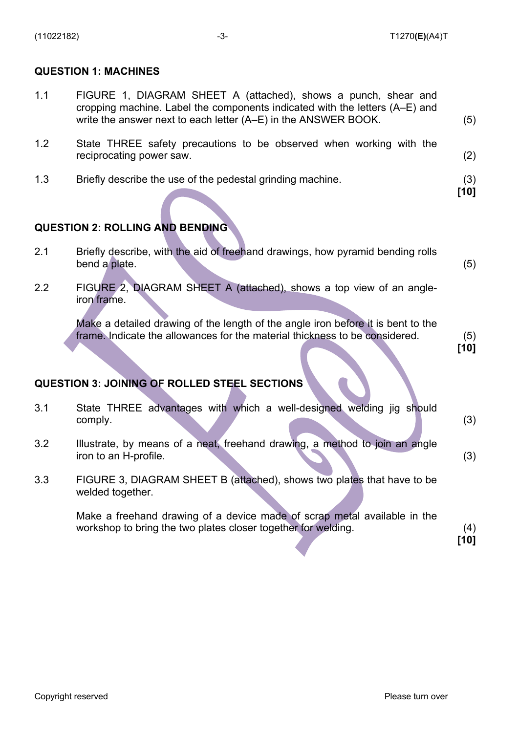## QUESTION 1: MACHINES

1.1 FIGURE 1, DIAGRAM SHEET A (attached), shows a punch, shear and cropping machine. Label the components indicated with the letters (A–E) and write the answer next to each letter (A–E) in the ANSWER BOOK. (5)

1.2 State THREE safety precautions to be observed when working with the reciprocating power saw. (2)

1.3 Briefly describe the use of the pedestal grinding machine. (3)
**[10]**

## QUESTION 2: ROLLING AND BENDING

2.1 Briefly describe, with the aid of freehand drawings, how pyramid bending rolls bend a plate. (5)

2.2 FIGURE 2, DIAGRAM SHEET A (attached), shows a top view of an angle-iron frame.

Make a detailed drawing of the length of the angle iron before it is bent to the frame. Indicate the allowances for the material thickness to be considered. (5)
**[10]**

## QUESTION 3: JOINING OF ROLLED STEEL SECTIONS

3.1 State THREE advantages with which a well-designed welding jig should comply. (3)

3.2 Illustrate, by means of a neat, freehand drawing, a method to join an angle iron to an H-profile. (3)

3.3 FIGURE 3, DIAGRAM SHEET B (attached), shows two plates that have to be welded together.

Make a freehand drawing of a device made of scrap metal available in the workshop to bring the two plates closer together for welding. (4)
**[10]**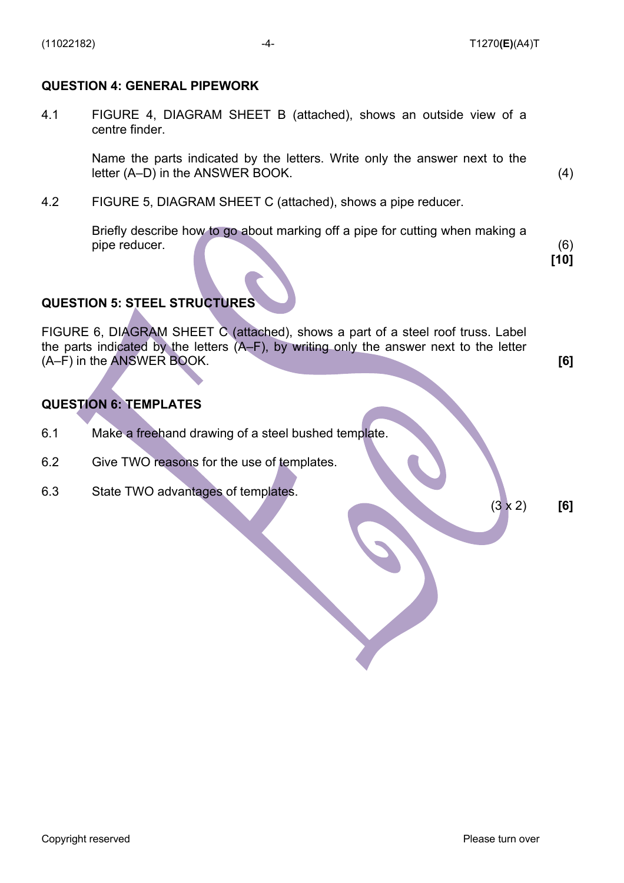## QUESTION 4: GENERAL PIPEWORK

4.1 FIGURE 4, DIAGRAM SHEET B (attached), shows an outside view of a centre finder.

Name the parts indicated by the letters. Write only the answer next to the letter (A–D) in the ANSWER BOOK. (4)

4.2 FIGURE 5, DIAGRAM SHEET C (attached), shows a pipe reducer.

Briefly describe how to go about marking off a pipe for cutting when making a pipe reducer. (6)

**[10]**

## QUESTION 5: STEEL STRUCTURES

FIGURE 6, DIAGRAM SHEET C (attached), shows a part of a steel roof truss. Label the parts indicated by the letters (A–F), by writing only the answer next to the letter (A–F) in the ANSWER BOOK. **[6]**

## QUESTION 6: TEMPLATES

6.1 Make a freehand drawing of a steel bushed template.

6.2 Give TWO reasons for the use of templates.

6.3 State TWO advantages of templates.

(3 x 2) **[6]**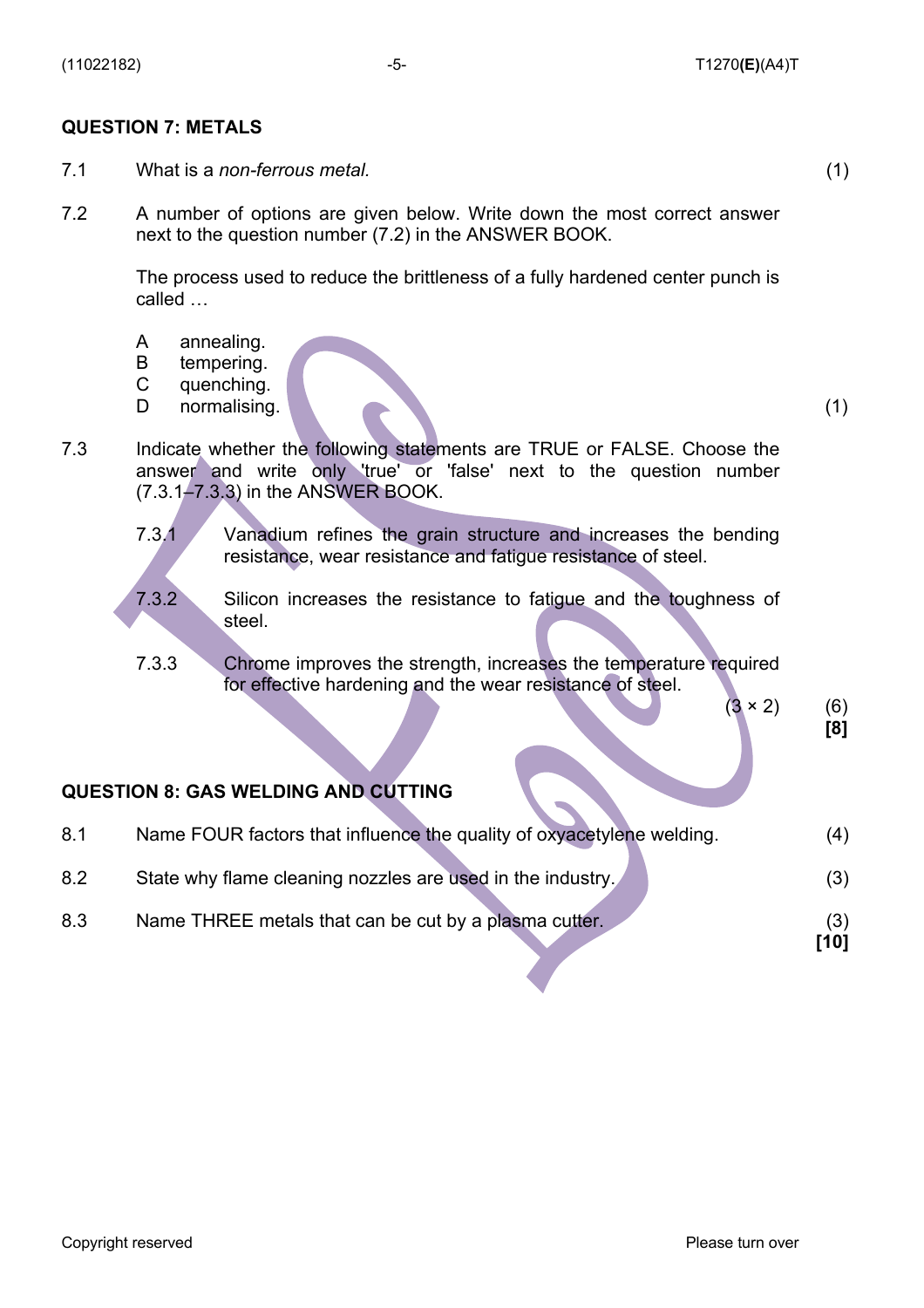## QUESTION 7: METALS

7.1 What is a *non-ferrous metal.* (1)

7.2 A number of options are given below. Write down the most correct answer next to the question number (7.2) in the ANSWER BOOK.

The process used to reduce the brittleness of a fully hardened center punch is called …

A annealing.
B tempering.
C quenching.
D normalising. (1)

7.3 Indicate whether the following statements are TRUE or FALSE. Choose the answer and write only 'true' or 'false' next to the question number (7.3.1–7.3.3) in the ANSWER BOOK.

7.3.1 Vanadium refines the grain structure and increases the bending resistance, wear resistance and fatigue resistance of steel.

7.3.2 Silicon increases the resistance to fatigue and the toughness of steel.

7.3.3 Chrome improves the strength, increases the temperature required for effective hardening and the wear resistance of steel.

(3 × 2) (6)
**[8]**

## QUESTION 8: GAS WELDING AND CUTTING

8.1 Name FOUR factors that influence the quality of oxyacetylene welding. (4)

8.2 State why flame cleaning nozzles are used in the industry. (3)

8.3 Name THREE metals that can be cut by a plasma cutter. (3)
**[10]**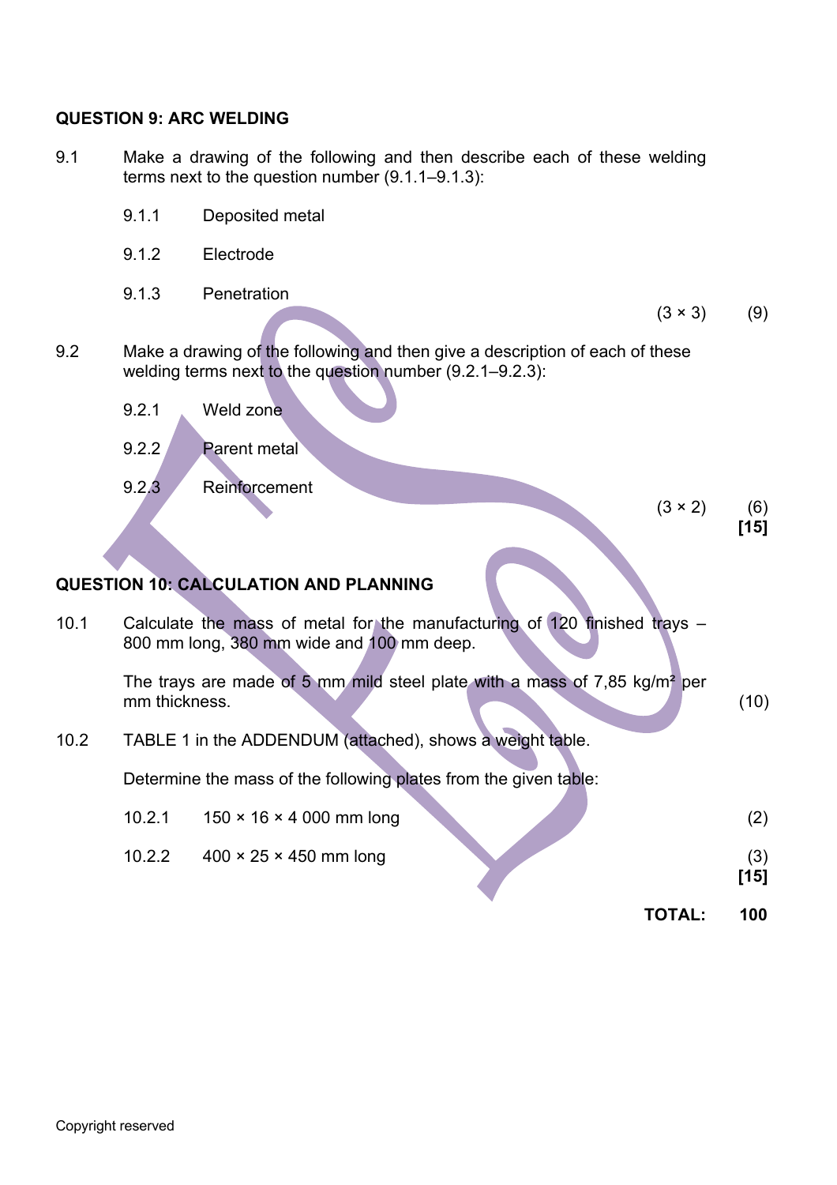## QUESTION 9: ARC WELDING

9.1 Make a drawing of the following and then describe each of these welding terms next to the question number (9.1.1–9.1.3):

- 9.1.1 Deposited metal
- 9.1.2 Electrode
- 9.1.3 Penetration

(3 × 3) (9)

9.2 Make a drawing of the following and then give a description of each of these welding terms next to the question number (9.2.1–9.2.3):

- 9.2.1 Weld zone
- 9.2.2 Parent metal
- 9.2.3 Reinforcement

(3 × 2) (6)
**[15]**

## QUESTION 10: CALCULATION AND PLANNING

10.1 Calculate the mass of metal for the manufacturing of 120 finished trays – 800 mm long, 380 mm wide and 100 mm deep.

The trays are made of 5 mm mild steel plate with a mass of 7,85 kg/m² per mm thickness. (10)

10.2 TABLE 1 in the ADDENDUM (attached), shows a weight table.

Determine the mass of the following plates from the given table:

- 10.2.1 150 × 16 × 4 000 mm long (2)
- 10.2.2 400 × 25 × 450 mm long (3)

**[15]**

**TOTAL: 100**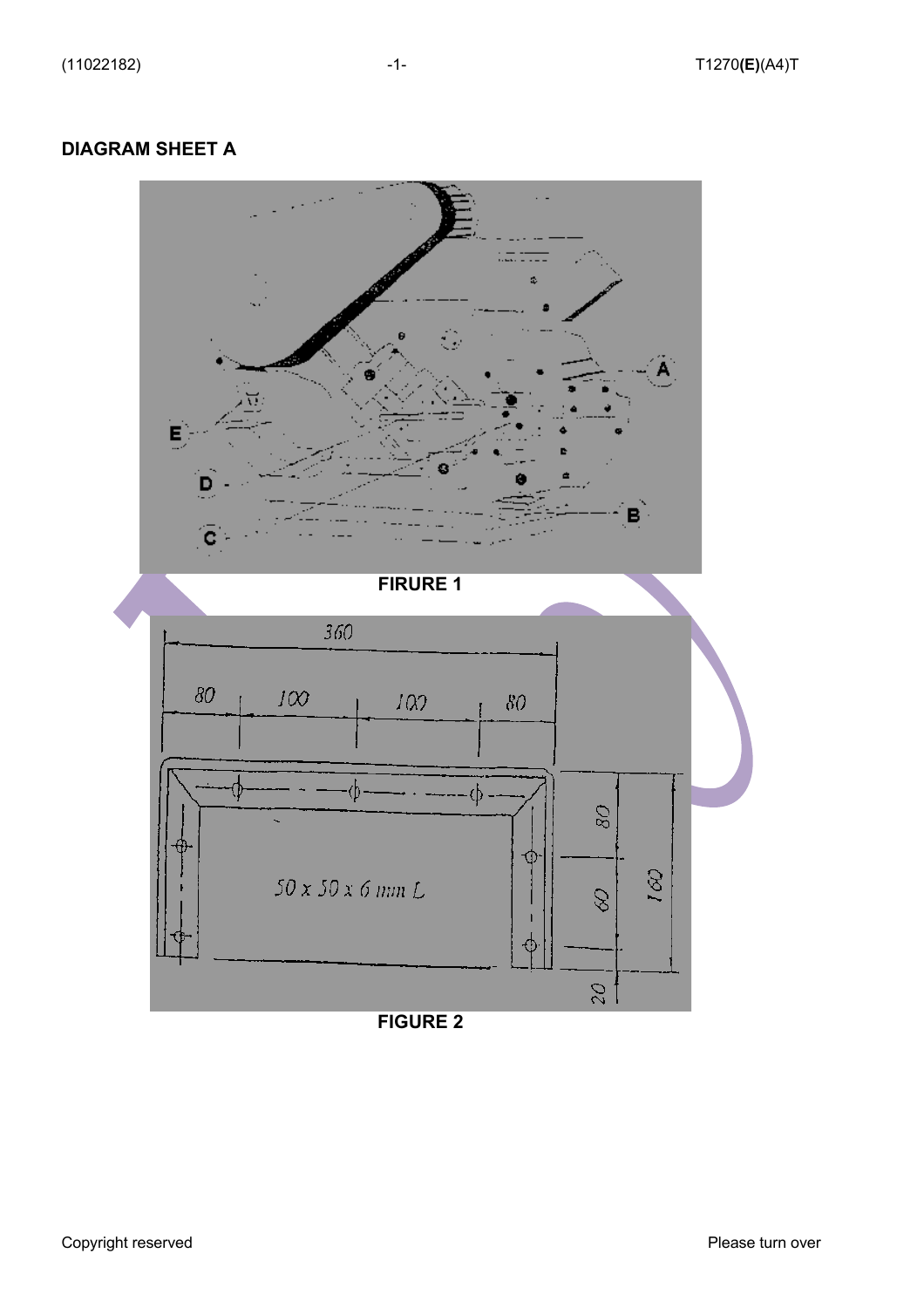## DIAGRAM SHEET A

FIRURE 1

FIGURE 2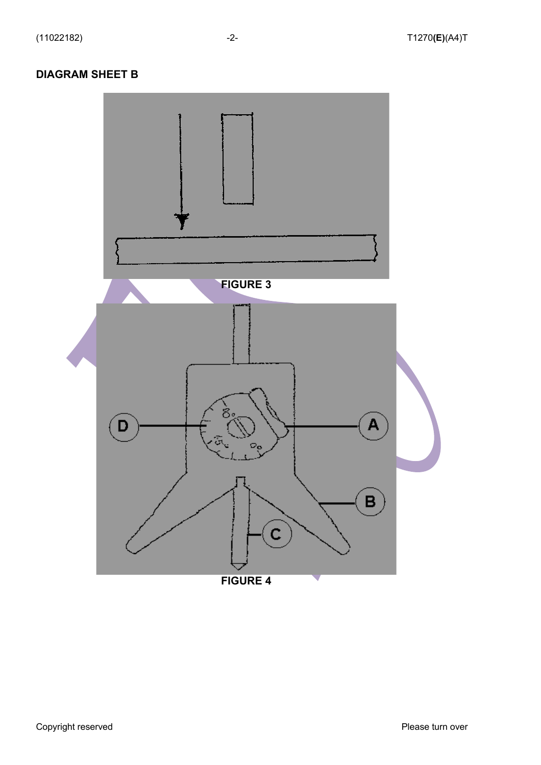**DIAGRAM SHEET B**

FIGURE 3

D A B C

FIGURE 4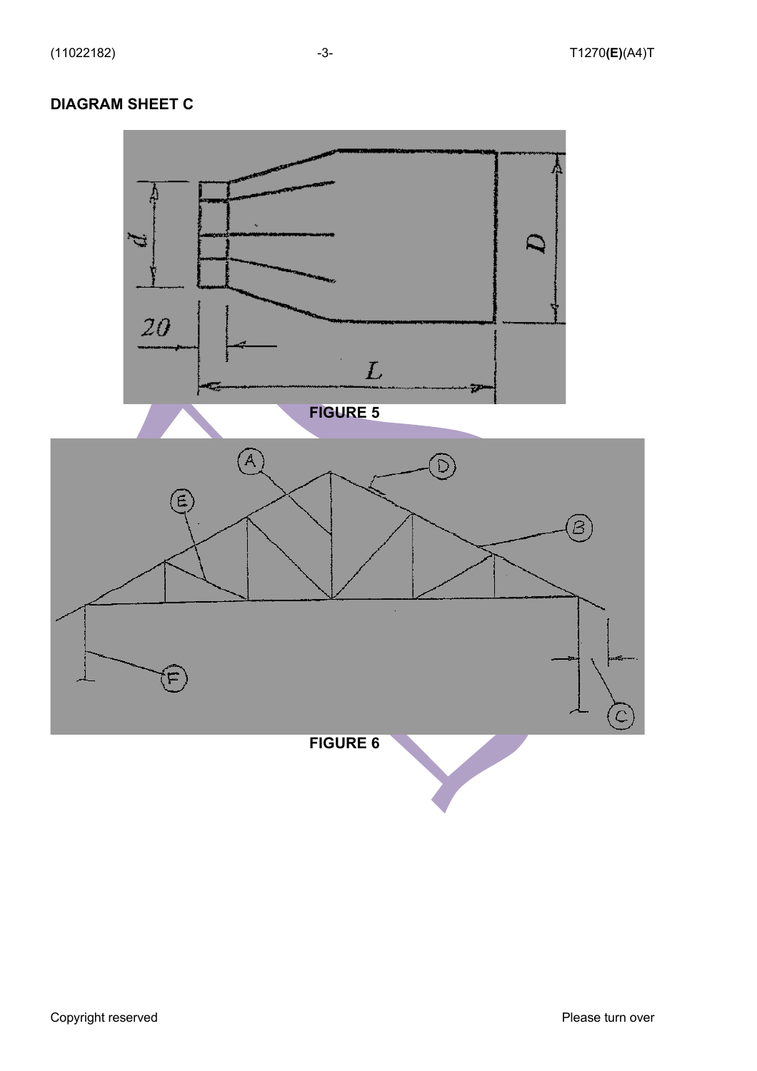## DIAGRAM SHEET C

FIGURE 5

FIGURE 6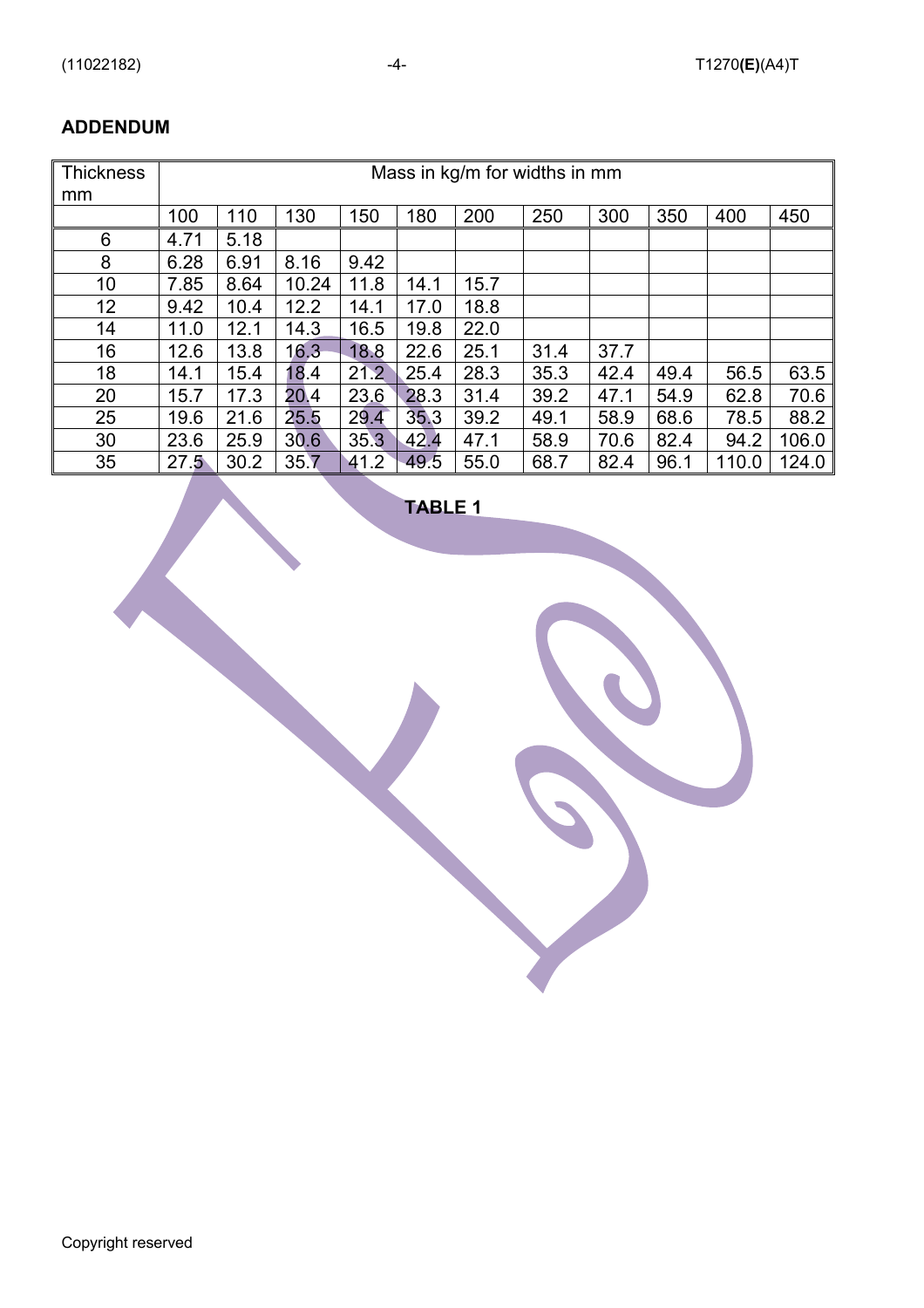## ADDENDUM

| Thickness mm | Mass in kg/m for widths in mm | | | | | | | | | | |
|---|---|---|---|---|---|---|---|---|---|---|---|
| | 100 | 110 | 130 | 150 | 180 | 200 | 250 | 300 | 350 | 400 | 450 |
| 6 | 4.71 | 5.18 | | | | | | | | | |
| 8 | 6.28 | 6.91 | 8.16 | 9.42 | | | | | | | |
| 10 | 7.85 | 8.64 | 10.24 | 11.8 | 14.1 | 15.7 | | | | | |
| 12 | 9.42 | 10.4 | 12.2 | 14.1 | 17.0 | 18.8 | | | | | |
| 14 | 11.0 | 12.1 | 14.3 | 16.5 | 19.8 | 22.0 | | | | | |
| 16 | 12.6 | 13.8 | 16.3 | 18.8 | 22.6 | 25.1 | 31.4 | 37.7 | | | |
| 18 | 14.1 | 15.4 | 18.4 | 21.2 | 25.4 | 28.3 | 35.3 | 42.4 | 49.4 | 56.5 | 63.5 |
| 20 | 15.7 | 17.3 | 20.4 | 23.6 | 28.3 | 31.4 | 39.2 | 47.1 | 54.9 | 62.8 | 70.6 |
| 25 | 19.6 | 21.6 | 25.5 | 29.4 | 35.3 | 39.2 | 49.1 | 58.9 | 68.6 | 78.5 | 88.2 |
| 30 | 23.6 | 25.9 | 30.6 | 35.3 | 42.4 | 47.1 | 58.9 | 70.6 | 82.4 | 94.2 | 106.0 |
| 35 | 27.5 | 30.2 | 35.7 | 41.2 | 49.5 | 55.0 | 68.7 | 82.4 | 96.1 | 110.0 | 124.0 |

**TABLE 1**